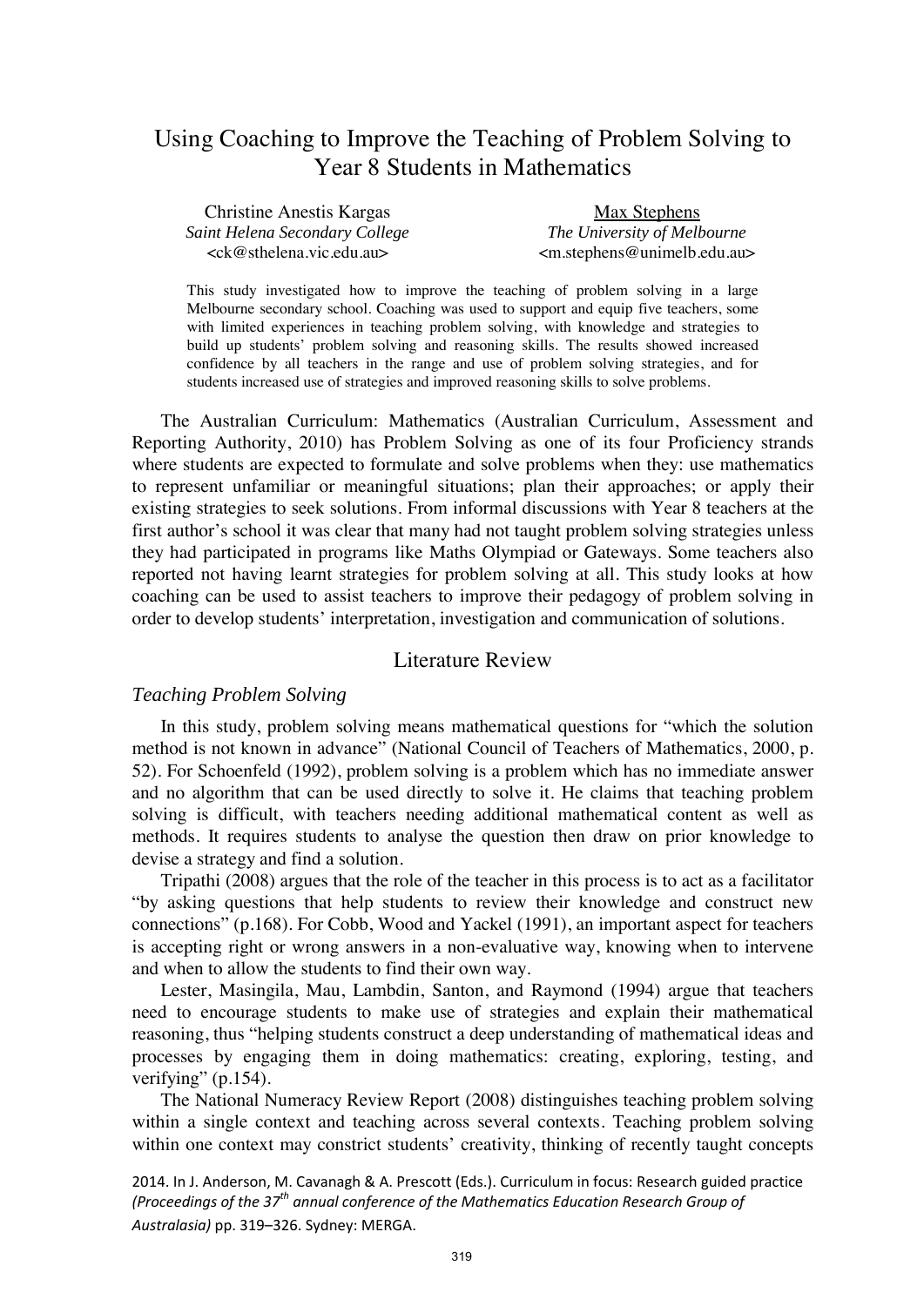# Using Coaching to Improve the Teaching of Problem Solving to Year 8 Students in Mathematics

Christine Anestis Kargas
*Saint Helena Secondary College*
<ck@sthelena.vic.edu.au>

Max Stephens
*The University of Melbourne*
<m.stephens@unimelb.edu.au>

This study investigated how to improve the teaching of problem solving in a large Melbourne secondary school. Coaching was used to support and equip five teachers, some with limited experiences in teaching problem solving, with knowledge and strategies to build up students' problem solving and reasoning skills. The results showed increased confidence by all teachers in the range and use of problem solving strategies, and for students increased use of strategies and improved reasoning skills to solve problems.

The Australian Curriculum: Mathematics (Australian Curriculum, Assessment and Reporting Authority, 2010) has Problem Solving as one of its four Proficiency strands where students are expected to formulate and solve problems when they: use mathematics to represent unfamiliar or meaningful situations; plan their approaches; or apply their existing strategies to seek solutions. From informal discussions with Year 8 teachers at the first author's school it was clear that many had not taught problem solving strategies unless they had participated in programs like Maths Olympiad or Gateways. Some teachers also reported not having learnt strategies for problem solving at all. This study looks at how coaching can be used to assist teachers to improve their pedagogy of problem solving in order to develop students' interpretation, investigation and communication of solutions.

## Literature Review

### *Teaching Problem Solving*

In this study, problem solving means mathematical questions for "which the solution method is not known in advance" (National Council of Teachers of Mathematics, 2000, p. 52). For Schoenfeld (1992), problem solving is a problem which has no immediate answer and no algorithm that can be used directly to solve it. He claims that teaching problem solving is difficult, with teachers needing additional mathematical content as well as methods. It requires students to analyse the question then draw on prior knowledge to devise a strategy and find a solution.

Tripathi (2008) argues that the role of the teacher in this process is to act as a facilitator "by asking questions that help students to review their knowledge and construct new connections" (p.168). For Cobb, Wood and Yackel (1991), an important aspect for teachers is accepting right or wrong answers in a non-evaluative way, knowing when to intervene and when to allow the students to find their own way.

Lester, Masingila, Mau, Lambdin, Santon, and Raymond (1994) argue that teachers need to encourage students to make use of strategies and explain their mathematical reasoning, thus "helping students construct a deep understanding of mathematical ideas and processes by engaging them in doing mathematics: creating, exploring, testing, and verifying" (p.154).

The National Numeracy Review Report (2008) distinguishes teaching problem solving within a single context and teaching across several contexts. Teaching problem solving within one context may constrict students' creativity, thinking of recently taught concepts

2014. In J. Anderson, M. Cavanagh & A. Prescott (Eds.). Curriculum in focus: Research guided practice *(Proceedings of the 37th annual conference of the Mathematics Education Research Group of Australasia)* pp. 319–326. Sydney: MERGA.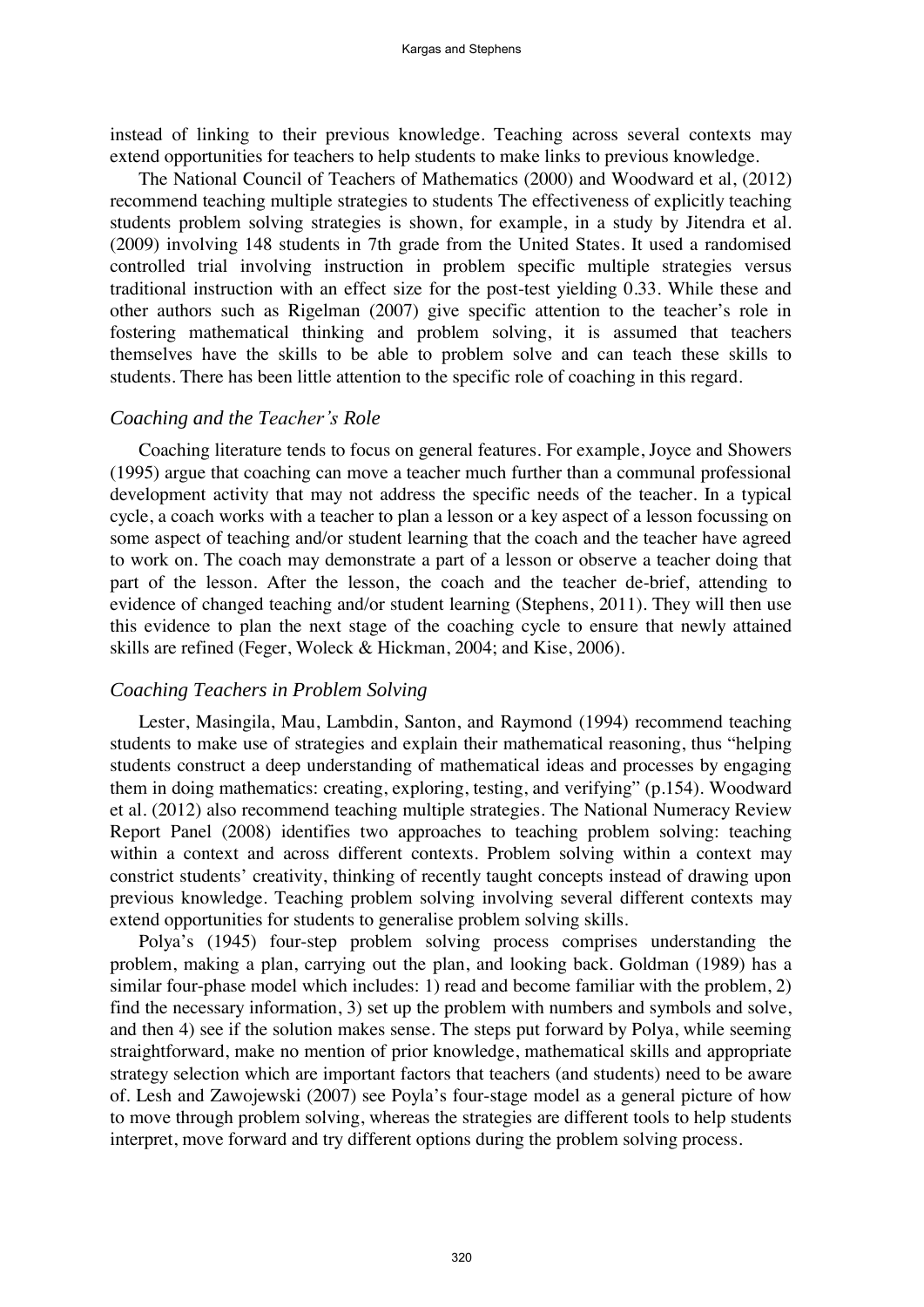instead of linking to their previous knowledge. Teaching across several contexts may extend opportunities for teachers to help students to make links to previous knowledge.

The National Council of Teachers of Mathematics (2000) and Woodward et al, (2012) recommend teaching multiple strategies to students The effectiveness of explicitly teaching students problem solving strategies is shown, for example, in a study by Jitendra et al. (2009) involving 148 students in 7th grade from the United States. It used a randomised controlled trial involving instruction in problem specific multiple strategies versus traditional instruction with an effect size for the post-test yielding 0.33. While these and other authors such as Rigelman (2007) give specific attention to the teacher's role in fostering mathematical thinking and problem solving, it is assumed that teachers themselves have the skills to be able to problem solve and can teach these skills to students. There has been little attention to the specific role of coaching in this regard.

### *Coaching and the Teacher's Role*

Coaching literature tends to focus on general features. For example, Joyce and Showers (1995) argue that coaching can move a teacher much further than a communal professional development activity that may not address the specific needs of the teacher. In a typical cycle, a coach works with a teacher to plan a lesson or a key aspect of a lesson focussing on some aspect of teaching and/or student learning that the coach and the teacher have agreed to work on. The coach may demonstrate a part of a lesson or observe a teacher doing that part of the lesson. After the lesson, the coach and the teacher de-brief, attending to evidence of changed teaching and/or student learning (Stephens, 2011). They will then use this evidence to plan the next stage of the coaching cycle to ensure that newly attained skills are refined (Feger, Woleck & Hickman, 2004; and Kise, 2006).

### *Coaching Teachers in Problem Solving*

Lester, Masingila, Mau, Lambdin, Santon, and Raymond (1994) recommend teaching students to make use of strategies and explain their mathematical reasoning, thus "helping students construct a deep understanding of mathematical ideas and processes by engaging them in doing mathematics: creating, exploring, testing, and verifying" (p.154). Woodward et al. (2012) also recommend teaching multiple strategies. The National Numeracy Review Report Panel (2008) identifies two approaches to teaching problem solving: teaching within a context and across different contexts. Problem solving within a context may constrict students' creativity, thinking of recently taught concepts instead of drawing upon previous knowledge. Teaching problem solving involving several different contexts may extend opportunities for students to generalise problem solving skills.

Polya's (1945) four-step problem solving process comprises understanding the problem, making a plan, carrying out the plan, and looking back. Goldman (1989) has a similar four-phase model which includes: 1) read and become familiar with the problem, 2) find the necessary information, 3) set up the problem with numbers and symbols and solve, and then 4) see if the solution makes sense. The steps put forward by Polya, while seeming straightforward, make no mention of prior knowledge, mathematical skills and appropriate strategy selection which are important factors that teachers (and students) need to be aware of. Lesh and Zawojewski (2007) see Poyla's four-stage model as a general picture of how to move through problem solving, whereas the strategies are different tools to help students interpret, move forward and try different options during the problem solving process.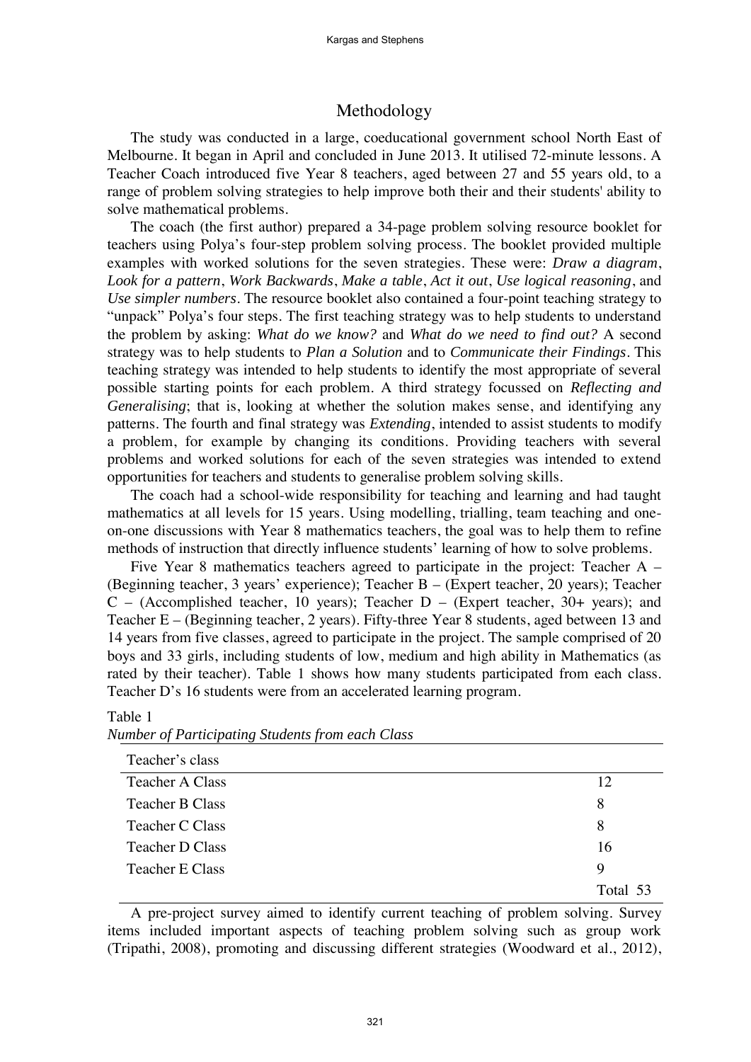## Methodology

The study was conducted in a large, coeducational government school North East of Melbourne. It began in April and concluded in June 2013. It utilised 72-minute lessons. A Teacher Coach introduced five Year 8 teachers, aged between 27 and 55 years old, to a range of problem solving strategies to help improve both their and their students' ability to solve mathematical problems.

The coach (the first author) prepared a 34-page problem solving resource booklet for teachers using Polya's four-step problem solving process. The booklet provided multiple examples with worked solutions for the seven strategies. These were: *Draw a diagram*, *Look for a pattern*, *Work Backwards*, *Make a table*, *Act it out*, *Use logical reasoning*, and *Use simpler numbers*. The resource booklet also contained a four-point teaching strategy to "unpack" Polya's four steps. The first teaching strategy was to help students to understand the problem by asking: *What do we know?* and *What do we need to find out?* A second strategy was to help students to *Plan a Solution* and to *Communicate their Findings*. This teaching strategy was intended to help students to identify the most appropriate of several possible starting points for each problem. A third strategy focussed on *Reflecting and Generalising*; that is, looking at whether the solution makes sense, and identifying any patterns. The fourth and final strategy was *Extending*, intended to assist students to modify a problem, for example by changing its conditions. Providing teachers with several problems and worked solutions for each of the seven strategies was intended to extend opportunities for teachers and students to generalise problem solving skills.

The coach had a school-wide responsibility for teaching and learning and had taught mathematics at all levels for 15 years. Using modelling, trialling, team teaching and one-on-one discussions with Year 8 mathematics teachers, the goal was to help them to refine methods of instruction that directly influence students' learning of how to solve problems.

Five Year 8 mathematics teachers agreed to participate in the project: Teacher A – (Beginning teacher, 3 years' experience); Teacher B – (Expert teacher, 20 years); Teacher C – (Accomplished teacher, 10 years); Teacher D – (Expert teacher, 30+ years); and Teacher E – (Beginning teacher, 2 years). Fifty-three Year 8 students, aged between 13 and 14 years from five classes, agreed to participate in the project. The sample comprised of 20 boys and 33 girls, including students of low, medium and high ability in Mathematics (as rated by their teacher). Table 1 shows how many students participated from each class. Teacher D's 16 students were from an accelerated learning program.

Table 1
*Number of Participating Students from each Class*

| Teacher's class | |
|---|---|
| Teacher A Class | 12 |
| Teacher B Class | 8 |
| Teacher C Class | 8 |
| Teacher D Class | 16 |
| Teacher E Class | 9 |
| | Total 53 |

A pre-project survey aimed to identify current teaching of problem solving. Survey items included important aspects of teaching problem solving such as group work (Tripathi, 2008), promoting and discussing different strategies (Woodward et al., 2012),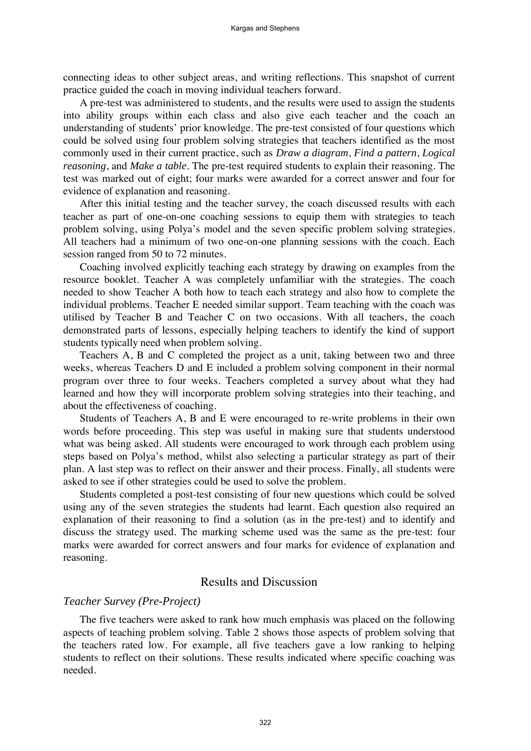connecting ideas to other subject areas, and writing reflections. This snapshot of current practice guided the coach in moving individual teachers forward.

A pre-test was administered to students, and the results were used to assign the students into ability groups within each class and also give each teacher and the coach an understanding of students' prior knowledge. The pre-test consisted of four questions which could be solved using four problem solving strategies that teachers identified as the most commonly used in their current practice, such as *Draw a diagram*, *Find a pattern*, *Logical reasoning*, and *Make a table*. The pre-test required students to explain their reasoning. The test was marked out of eight; four marks were awarded for a correct answer and four for evidence of explanation and reasoning.

After this initial testing and the teacher survey, the coach discussed results with each teacher as part of one-on-one coaching sessions to equip them with strategies to teach problem solving, using Polya's model and the seven specific problem solving strategies. All teachers had a minimum of two one-on-one planning sessions with the coach. Each session ranged from 50 to 72 minutes.

Coaching involved explicitly teaching each strategy by drawing on examples from the resource booklet. Teacher A was completely unfamiliar with the strategies. The coach needed to show Teacher A both how to teach each strategy and also how to complete the individual problems. Teacher E needed similar support. Team teaching with the coach was utilised by Teacher B and Teacher C on two occasions. With all teachers, the coach demonstrated parts of lessons, especially helping teachers to identify the kind of support students typically need when problem solving.

Teachers A, B and C completed the project as a unit, taking between two and three weeks, whereas Teachers D and E included a problem solving component in their normal program over three to four weeks. Teachers completed a survey about what they had learned and how they will incorporate problem solving strategies into their teaching, and about the effectiveness of coaching.

Students of Teachers A, B and E were encouraged to re-write problems in their own words before proceeding. This step was useful in making sure that students understood what was being asked. All students were encouraged to work through each problem using steps based on Polya's method, whilst also selecting a particular strategy as part of their plan. A last step was to reflect on their answer and their process. Finally, all students were asked to see if other strategies could be used to solve the problem.

Students completed a post-test consisting of four new questions which could be solved using any of the seven strategies the students had learnt. Each question also required an explanation of their reasoning to find a solution (as in the pre-test) and to identify and discuss the strategy used. The marking scheme used was the same as the pre-test: four marks were awarded for correct answers and four marks for evidence of explanation and reasoning.

## Results and Discussion

### *Teacher Survey (Pre-Project)*

The five teachers were asked to rank how much emphasis was placed on the following aspects of teaching problem solving. Table 2 shows those aspects of problem solving that the teachers rated low. For example, all five teachers gave a low ranking to helping students to reflect on their solutions. These results indicated where specific coaching was needed.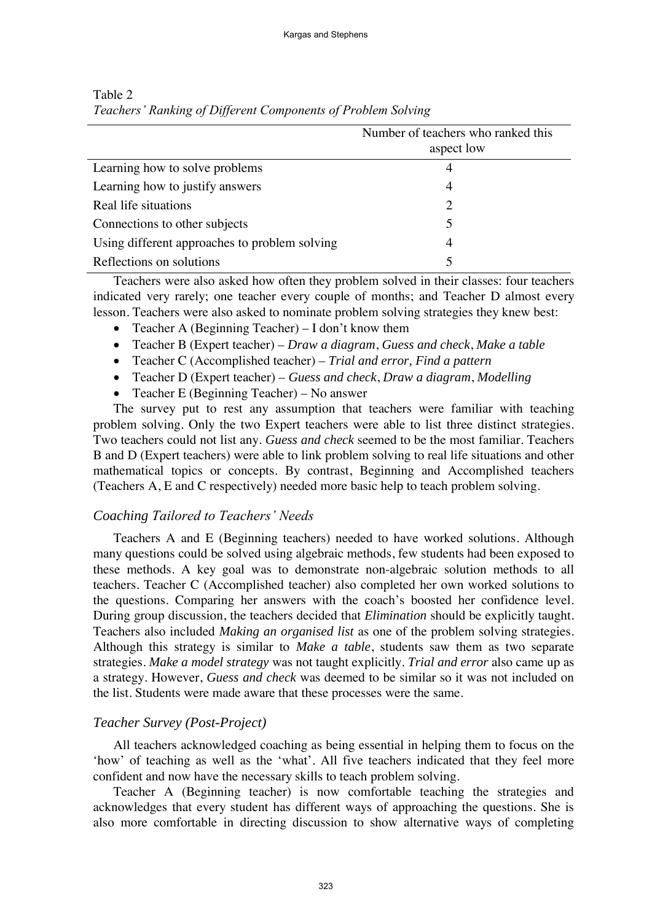Table 2
*Teachers' Ranking of Different Components of Problem Solving*

| | Number of teachers who ranked this aspect low |
|---|---|
| Learning how to solve problems | 4 |
| Learning how to justify answers | 4 |
| Real life situations | 2 |
| Connections to other subjects | 5 |
| Using different approaches to problem solving | 4 |
| Reflections on solutions | 5 |

Teachers were also asked how often they problem solved in their classes: four teachers indicated very rarely; one teacher every couple of months; and Teacher D almost every lesson. Teachers were also asked to nominate problem solving strategies they knew best:

- Teacher A (Beginning Teacher) – I don't know them
- Teacher B (Expert teacher) – *Draw a diagram*, *Guess and check*, *Make a table*
- Teacher C (Accomplished teacher) – *Trial and error, Find a pattern*
- Teacher D (Expert teacher) – *Guess and check*, *Draw a diagram*, *Modelling*
- Teacher E (Beginning Teacher) – No answer

The survey put to rest any assumption that teachers were familiar with teaching problem solving. Only the two Expert teachers were able to list three distinct strategies. Two teachers could not list any. *Guess and check* seemed to be the most familiar. Teachers B and D (Expert teachers) were able to link problem solving to real life situations and other mathematical topics or concepts. By contrast, Beginning and Accomplished teachers (Teachers A, E and C respectively) needed more basic help to teach problem solving.

### *Coaching Tailored to Teachers' Needs*

Teachers A and E (Beginning teachers) needed to have worked solutions. Although many questions could be solved using algebraic methods, few students had been exposed to these methods. A key goal was to demonstrate non-algebraic solution methods to all teachers. Teacher C (Accomplished teacher) also completed her own worked solutions to the questions. Comparing her answers with the coach's boosted her confidence level. During group discussion, the teachers decided that *Elimination* should be explicitly taught. Teachers also included *Making an organised list* as one of the problem solving strategies. Although this strategy is similar to *Make a table*, students saw them as two separate strategies. *Make a model strategy* was not taught explicitly. *Trial and error* also came up as a strategy. However, *Guess and check* was deemed to be similar so it was not included on the list. Students were made aware that these processes were the same.

### *Teacher Survey (Post-Project)*

All teachers acknowledged coaching as being essential in helping them to focus on the 'how' of teaching as well as the 'what'. All five teachers indicated that they feel more confident and now have the necessary skills to teach problem solving.

Teacher A (Beginning teacher) is now comfortable teaching the strategies and acknowledges that every student has different ways of approaching the questions. She is also more comfortable in directing discussion to show alternative ways of completing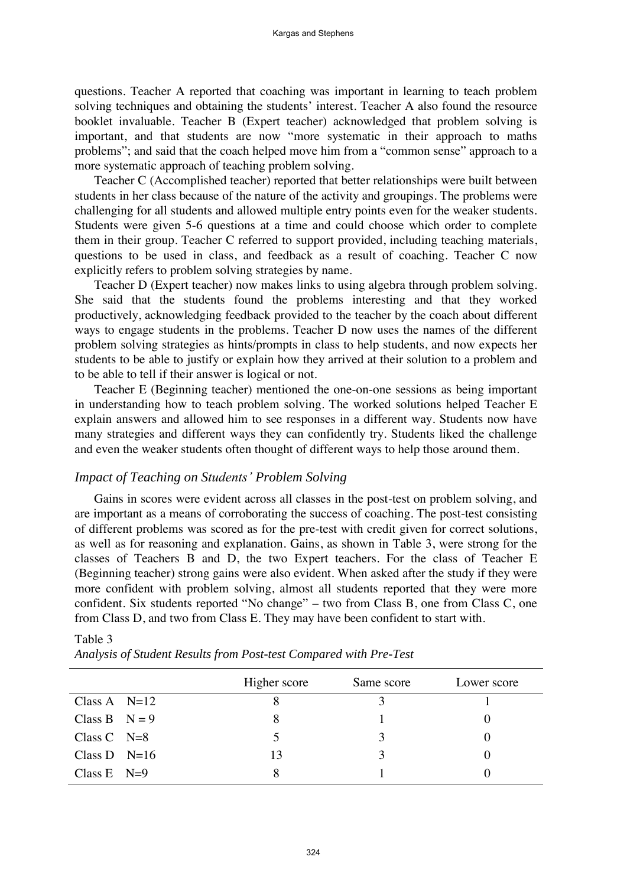questions. Teacher A reported that coaching was important in learning to teach problem solving techniques and obtaining the students' interest. Teacher A also found the resource booklet invaluable. Teacher B (Expert teacher) acknowledged that problem solving is important, and that students are now "more systematic in their approach to maths problems"; and said that the coach helped move him from a "common sense" approach to a more systematic approach of teaching problem solving.

Teacher C (Accomplished teacher) reported that better relationships were built between students in her class because of the nature of the activity and groupings. The problems were challenging for all students and allowed multiple entry points even for the weaker students. Students were given 5-6 questions at a time and could choose which order to complete them in their group. Teacher C referred to support provided, including teaching materials, questions to be used in class, and feedback as a result of coaching. Teacher C now explicitly refers to problem solving strategies by name.

Teacher D (Expert teacher) now makes links to using algebra through problem solving. She said that the students found the problems interesting and that they worked productively, acknowledging feedback provided to the teacher by the coach about different ways to engage students in the problems. Teacher D now uses the names of the different problem solving strategies as hints/prompts in class to help students, and now expects her students to be able to justify or explain how they arrived at their solution to a problem and to be able to tell if their answer is logical or not.

Teacher E (Beginning teacher) mentioned the one-on-one sessions as being important in understanding how to teach problem solving. The worked solutions helped Teacher E explain answers and allowed him to see responses in a different way. Students now have many strategies and different ways they can confidently try. Students liked the challenge and even the weaker students often thought of different ways to help those around them.

### *Impact of Teaching on Students' Problem Solving*

Gains in scores were evident across all classes in the post-test on problem solving, and are important as a means of corroborating the success of coaching. The post-test consisting of different problems was scored as for the pre-test with credit given for correct solutions, as well as for reasoning and explanation. Gains, as shown in Table 3, were strong for the classes of Teachers B and D, the two Expert teachers. For the class of Teacher E (Beginning teacher) strong gains were also evident. When asked after the study if they were more confident with problem solving, almost all students reported that they were more confident. Six students reported "No change" – two from Class B, one from Class C, one from Class D, and two from Class E. They may have been confident to start with.

Table 3
*Analysis of Student Results from Post-test Compared with Pre-Test*

| | Higher score | Same score | Lower score |
|---|---|---|---|
| Class A N=12 | 8 | 3 | 1 |
| Class B N = 9 | 8 | 1 | 0 |
| Class C N=8 | 5 | 3 | 0 |
| Class D N=16 | 13 | 3 | 0 |
| Class E N=9 | 8 | 1 | 0 |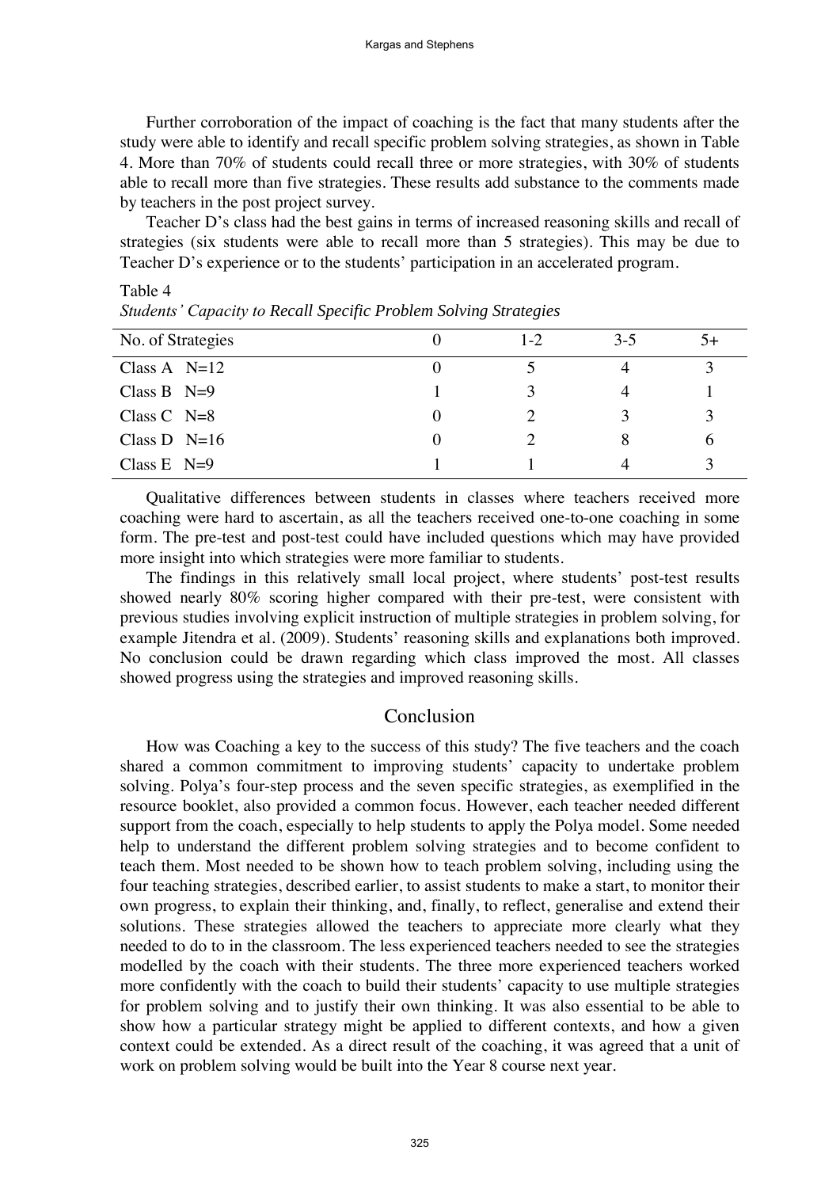Further corroboration of the impact of coaching is the fact that many students after the study were able to identify and recall specific problem solving strategies, as shown in Table 4. More than 70% of students could recall three or more strategies, with 30% of students able to recall more than five strategies. These results add substance to the comments made by teachers in the post project survey.

Teacher D's class had the best gains in terms of increased reasoning skills and recall of strategies (six students were able to recall more than 5 strategies). This may be due to Teacher D's experience or to the students' participation in an accelerated program.

Table 4
*Students' Capacity to Recall Specific Problem Solving Strategies*

| No. of Strategies | 0 | 1-2 | 3-5 | 5+ |
|---|---|---|---|---|
| Class A N=12 | 0 | 5 | 4 | 3 |
| Class B N=9 | 1 | 3 | 4 | 1 |
| Class C N=8 | 0 | 2 | 3 | 3 |
| Class D N=16 | 0 | 2 | 8 | 6 |
| Class E N=9 | 1 | 1 | 4 | 3 |

Qualitative differences between students in classes where teachers received more coaching were hard to ascertain, as all the teachers received one-to-one coaching in some form. The pre-test and post-test could have included questions which may have provided more insight into which strategies were more familiar to students.

The findings in this relatively small local project, where students' post-test results showed nearly 80% scoring higher compared with their pre-test, were consistent with previous studies involving explicit instruction of multiple strategies in problem solving, for example Jitendra et al. (2009). Students' reasoning skills and explanations both improved. No conclusion could be drawn regarding which class improved the most. All classes showed progress using the strategies and improved reasoning skills.

## Conclusion

How was Coaching a key to the success of this study? The five teachers and the coach shared a common commitment to improving students' capacity to undertake problem solving. Polya's four-step process and the seven specific strategies, as exemplified in the resource booklet, also provided a common focus. However, each teacher needed different support from the coach, especially to help students to apply the Polya model. Some needed help to understand the different problem solving strategies and to become confident to teach them. Most needed to be shown how to teach problem solving, including using the four teaching strategies, described earlier, to assist students to make a start, to monitor their own progress, to explain their thinking, and, finally, to reflect, generalise and extend their solutions. These strategies allowed the teachers to appreciate more clearly what they needed to do to in the classroom. The less experienced teachers needed to see the strategies modelled by the coach with their students. The three more experienced teachers worked more confidently with the coach to build their students' capacity to use multiple strategies for problem solving and to justify their own thinking. It was also essential to be able to show how a particular strategy might be applied to different contexts, and how a given context could be extended. As a direct result of the coaching, it was agreed that a unit of work on problem solving would be built into the Year 8 course next year.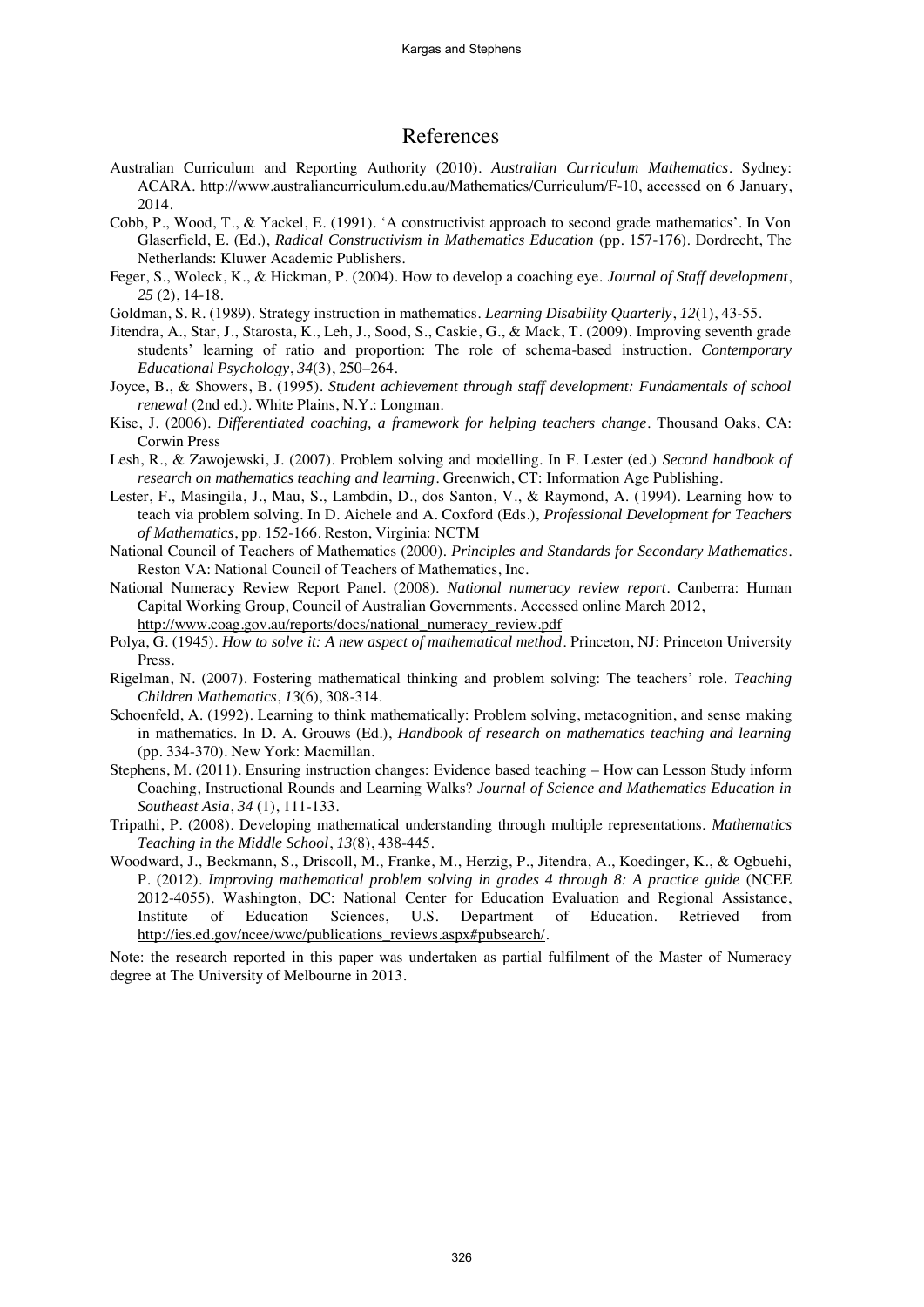# References

Australian Curriculum and Reporting Authority (2010). *Australian Curriculum Mathematics*. Sydney: ACARA. http://www.australiancurriculum.edu.au/Mathematics/Curriculum/F-10, accessed on 6 January, 2014.

Cobb, P., Wood, T., & Yackel, E. (1991). 'A constructivist approach to second grade mathematics'. In Von Glaserfield, E. (Ed.), *Radical Constructivism in Mathematics Education* (pp. 157-176). Dordrecht, The Netherlands: Kluwer Academic Publishers.

Feger, S., Woleck, K., & Hickman, P. (2004). How to develop a coaching eye. *Journal of Staff development*, *25* (2), 14-18.

Goldman, S. R. (1989). Strategy instruction in mathematics. *Learning Disability Quarterly*, *12*(1), 43-55.

Jitendra, A., Star, J., Starosta, K., Leh, J., Sood, S., Caskie, G., & Mack, T. (2009). Improving seventh grade students' learning of ratio and proportion: The role of schema-based instruction. *Contemporary Educational Psychology*, *34*(3), 250–264.

Joyce, B., & Showers, B. (1995). *Student achievement through staff development: Fundamentals of school renewal* (2nd ed.). White Plains, N.Y.: Longman.

Kise, J. (2006). *Differentiated coaching, a framework for helping teachers change*. Thousand Oaks, CA: Corwin Press

Lesh, R., & Zawojewski, J. (2007). Problem solving and modelling. In F. Lester (ed.) *Second handbook of research on mathematics teaching and learning*. Greenwich, CT: Information Age Publishing.

Lester, F., Masingila, J., Mau, S., Lambdin, D., dos Santon, V., & Raymond, A. (1994). Learning how to teach via problem solving. In D. Aichele and A. Coxford (Eds.), *Professional Development for Teachers of Mathematics*, pp. 152-166. Reston, Virginia: NCTM

National Council of Teachers of Mathematics (2000). *Principles and Standards for Secondary Mathematics*. Reston VA: National Council of Teachers of Mathematics, Inc.

National Numeracy Review Report Panel. (2008). *National numeracy review report*. Canberra: Human Capital Working Group, Council of Australian Governments. Accessed online March 2012, http://www.coag.gov.au/reports/docs/national_numeracy_review.pdf

Polya, G. (1945). *How to solve it: A new aspect of mathematical method*. Princeton, NJ: Princeton University Press.

Rigelman, N. (2007). Fostering mathematical thinking and problem solving: The teachers' role. *Teaching Children Mathematics*, *13*(6), 308-314.

Schoenfeld, A. (1992). Learning to think mathematically: Problem solving, metacognition, and sense making in mathematics. In D. A. Grouws (Ed.), *Handbook of research on mathematics teaching and learning* (pp. 334-370). New York: Macmillan.

Stephens, M. (2011). Ensuring instruction changes: Evidence based teaching – How can Lesson Study inform Coaching, Instructional Rounds and Learning Walks? *Journal of Science and Mathematics Education in Southeast Asia*, *34* (1), 111-133.

Tripathi, P. (2008). Developing mathematical understanding through multiple representations. *Mathematics Teaching in the Middle School*, *13*(8), 438-445.

Woodward, J., Beckmann, S., Driscoll, M., Franke, M., Herzig, P., Jitendra, A., Koedinger, K., & Ogbuehi, P. (2012). *Improving mathematical problem solving in grades 4 through 8: A practice guide* (NCEE 2012-4055). Washington, DC: National Center for Education Evaluation and Regional Assistance, Institute of Education Sciences, U.S. Department of Education. Retrieved from http://ies.ed.gov/ncee/wwc/publications_reviews.aspx#pubsearch/.

Note: the research reported in this paper was undertaken as partial fulfilment of the Master of Numeracy degree at The University of Melbourne in 2013.